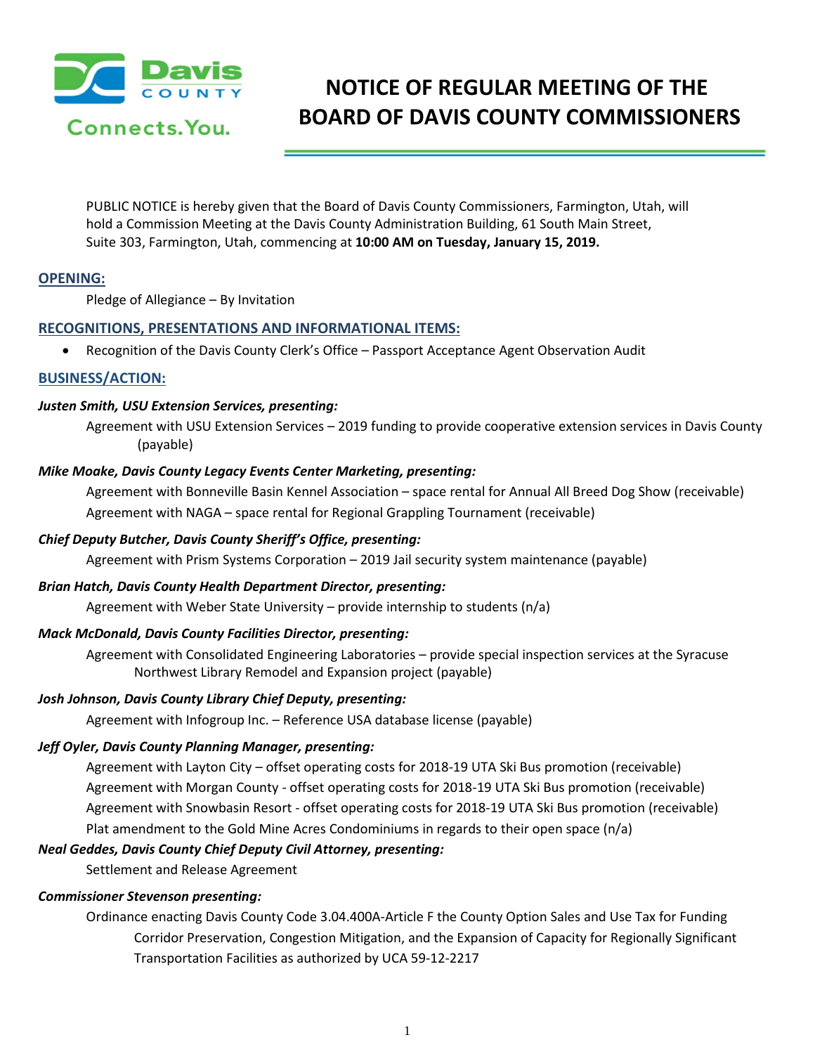Davis COUNTY

Connects.You.

# NOTICE OF REGULAR MEETING OF THE BOARD OF DAVIS COUNTY COMMISSIONERS

PUBLIC NOTICE is hereby given that the Board of Davis County Commissioners, Farmington, Utah, will hold a Commission Meeting at the Davis County Administration Building, 61 South Main Street, Suite 303, Farmington, Utah, commencing at **10:00 AM on Tuesday, January 15, 2019.**

## OPENING:

Pledge of Allegiance – By Invitation

## RECOGNITIONS, PRESENTATIONS AND INFORMATIONAL ITEMS:

- Recognition of the Davis County Clerk's Office – Passport Acceptance Agent Observation Audit

## BUSINESS/ACTION:

***Justen Smith, USU Extension Services, presenting:***

Agreement with USU Extension Services – 2019 funding to provide cooperative extension services in Davis County (payable)

***Mike Moake, Davis County Legacy Events Center Marketing, presenting:***

Agreement with Bonneville Basin Kennel Association – space rental for Annual All Breed Dog Show (receivable)

Agreement with NAGA – space rental for Regional Grappling Tournament (receivable)

***Chief Deputy Butcher, Davis County Sheriff's Office, presenting:***

Agreement with Prism Systems Corporation – 2019 Jail security system maintenance (payable)

***Brian Hatch, Davis County Health Department Director, presenting:***

Agreement with Weber State University – provide internship to students (n/a)

***Mack McDonald, Davis County Facilities Director, presenting:***

Agreement with Consolidated Engineering Laboratories – provide special inspection services at the Syracuse Northwest Library Remodel and Expansion project (payable)

***Josh Johnson, Davis County Library Chief Deputy, presenting:***

Agreement with Infogroup Inc. – Reference USA database license (payable)

***Jeff Oyler, Davis County Planning Manager, presenting:***

Agreement with Layton City – offset operating costs for 2018-19 UTA Ski Bus promotion (receivable)

Agreement with Morgan County - offset operating costs for 2018-19 UTA Ski Bus promotion (receivable)

Agreement with Snowbasin Resort - offset operating costs for 2018-19 UTA Ski Bus promotion (receivable)

Plat amendment to the Gold Mine Acres Condominiums in regards to their open space (n/a)

***Neal Geddes, Davis County Chief Deputy Civil Attorney, presenting:***

Settlement and Release Agreement

***Commissioner Stevenson presenting:***

Ordinance enacting Davis County Code 3.04.400A-Article F the County Option Sales and Use Tax for Funding Corridor Preservation, Congestion Mitigation, and the Expansion of Capacity for Regionally Significant Transportation Facilities as authorized by UCA 59-12-2217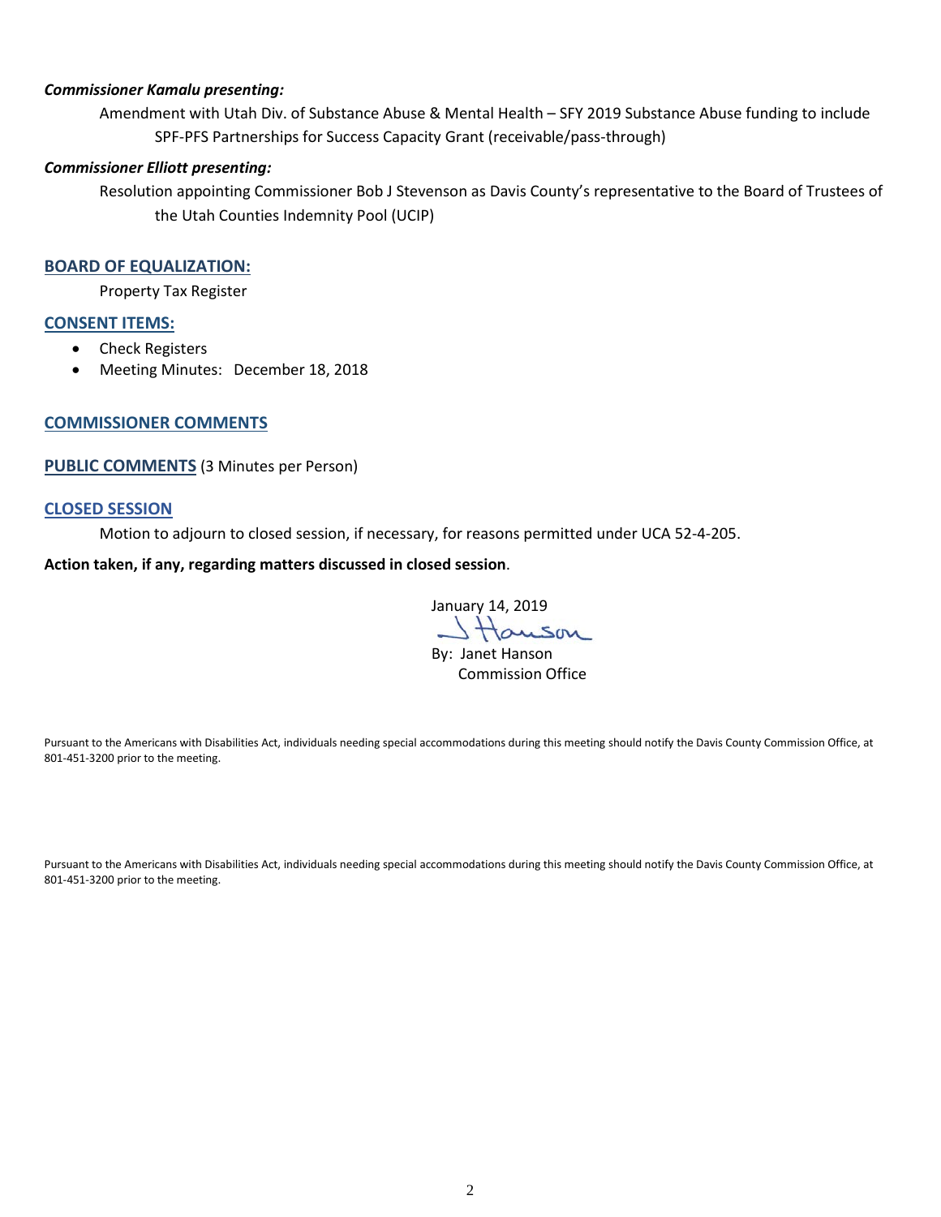***Commissioner Kamalu presenting:***

Amendment with Utah Div. of Substance Abuse & Mental Health – SFY 2019 Substance Abuse funding to include SPF-PFS Partnerships for Success Capacity Grant (receivable/pass-through)

***Commissioner Elliott presenting:***

Resolution appointing Commissioner Bob J Stevenson as Davis County's representative to the Board of Trustees of the Utah Counties Indemnity Pool (UCIP)

## BOARD OF EQUALIZATION:

Property Tax Register

## CONSENT ITEMS:

- Check Registers
- Meeting Minutes: December 18, 2018

## COMMISSIONER COMMENTS

## PUBLIC COMMENTS (3 Minutes per Person)

## CLOSED SESSION

Motion to adjourn to closed session, if necessary, for reasons permitted under UCA 52-4-205.

**Action taken, if any, regarding matters discussed in closed session**.

January 14, 2019

J Hanson

By: Janet Hanson
Commission Office

Pursuant to the Americans with Disabilities Act, individuals needing special accommodations during this meeting should notify the Davis County Commission Office, at 801-451-3200 prior to the meeting.

Pursuant to the Americans with Disabilities Act, individuals needing special accommodations during this meeting should notify the Davis County Commission Office, at 801-451-3200 prior to the meeting.